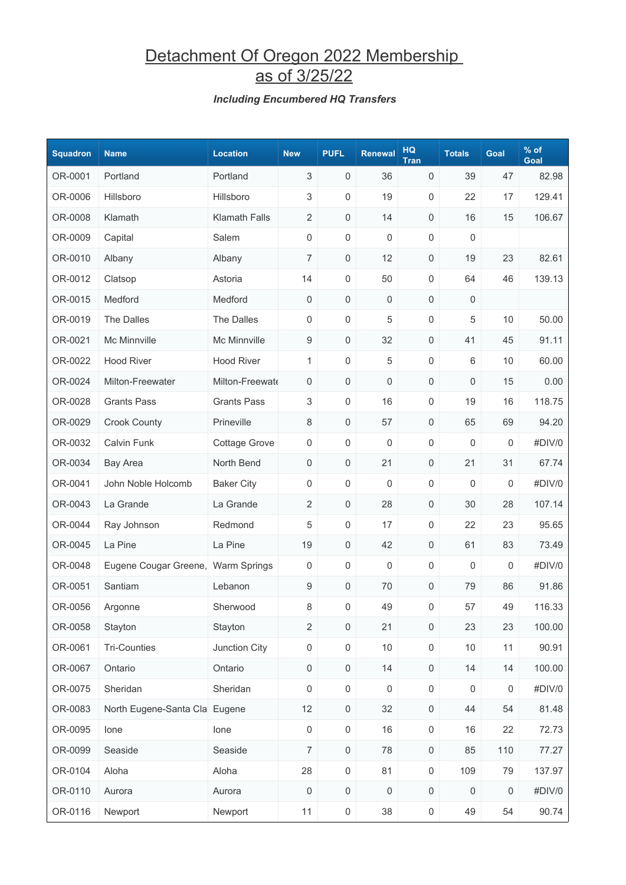# Detachment Of Oregon 2022 Membership as of 3/25/22

***Including Encumbered HQ Transfers***

| Squadron | Name | Location | New | PUFL | Renewal | HQ Tran | Totals | Goal | % of Goal |
|---|---|---|---|---|---|---|---|---|---|
| OR-0001 | Portland | Portland | 3 | 0 | 36 | 0 | 39 | 47 | 82.98 |
| OR-0006 | Hillsboro | Hillsboro | 3 | 0 | 19 | 0 | 22 | 17 | 129.41 |
| OR-0008 | Klamath | Klamath Falls | 2 | 0 | 14 | 0 | 16 | 15 | 106.67 |
| OR-0009 | Capital | Salem | 0 | 0 | 0 | 0 | 0 | | |
| OR-0010 | Albany | Albany | 7 | 0 | 12 | 0 | 19 | 23 | 82.61 |
| OR-0012 | Clatsop | Astoria | 14 | 0 | 50 | 0 | 64 | 46 | 139.13 |
| OR-0015 | Medford | Medford | 0 | 0 | 0 | 0 | 0 | | |
| OR-0019 | The Dalles | The Dalles | 0 | 0 | 5 | 0 | 5 | 10 | 50.00 |
| OR-0021 | Mc Minnville | Mc Minnville | 9 | 0 | 32 | 0 | 41 | 45 | 91.11 |
| OR-0022 | Hood River | Hood River | 1 | 0 | 5 | 0 | 6 | 10 | 60.00 |
| OR-0024 | Milton-Freewater | Milton-Freewate | 0 | 0 | 0 | 0 | 0 | 15 | 0.00 |
| OR-0028 | Grants Pass | Grants Pass | 3 | 0 | 16 | 0 | 19 | 16 | 118.75 |
| OR-0029 | Crook County | Prineville | 8 | 0 | 57 | 0 | 65 | 69 | 94.20 |
| OR-0032 | Calvin Funk | Cottage Grove | 0 | 0 | 0 | 0 | 0 | 0 | #DIV/0 |
| OR-0034 | Bay Area | North Bend | 0 | 0 | 21 | 0 | 21 | 31 | 67.74 |
| OR-0041 | John Noble Holcomb | Baker City | 0 | 0 | 0 | 0 | 0 | 0 | #DIV/0 |
| OR-0043 | La Grande | La Grande | 2 | 0 | 28 | 0 | 30 | 28 | 107.14 |
| OR-0044 | Ray Johnson | Redmond | 5 | 0 | 17 | 0 | 22 | 23 | 95.65 |
| OR-0045 | La Pine | La Pine | 19 | 0 | 42 | 0 | 61 | 83 | 73.49 |
| OR-0048 | Eugene Cougar Greene, | Warm Springs | 0 | 0 | 0 | 0 | 0 | 0 | #DIV/0 |
| OR-0051 | Santiam | Lebanon | 9 | 0 | 70 | 0 | 79 | 86 | 91.86 |
| OR-0056 | Argonne | Sherwood | 8 | 0 | 49 | 0 | 57 | 49 | 116.33 |
| OR-0058 | Stayton | Stayton | 2 | 0 | 21 | 0 | 23 | 23 | 100.00 |
| OR-0061 | Tri-Counties | Junction City | 0 | 0 | 10 | 0 | 10 | 11 | 90.91 |
| OR-0067 | Ontario | Ontario | 0 | 0 | 14 | 0 | 14 | 14 | 100.00 |
| OR-0075 | Sheridan | Sheridan | 0 | 0 | 0 | 0 | 0 | 0 | #DIV/0 |
| OR-0083 | North Eugene-Santa Cla | Eugene | 12 | 0 | 32 | 0 | 44 | 54 | 81.48 |
| OR-0095 | Ione | Ione | 0 | 0 | 16 | 0 | 16 | 22 | 72.73 |
| OR-0099 | Seaside | Seaside | 7 | 0 | 78 | 0 | 85 | 110 | 77.27 |
| OR-0104 | Aloha | Aloha | 28 | 0 | 81 | 0 | 109 | 79 | 137.97 |
| OR-0110 | Aurora | Aurora | 0 | 0 | 0 | 0 | 0 | 0 | #DIV/0 |
| OR-0116 | Newport | Newport | 11 | 0 | 38 | 0 | 49 | 54 | 90.74 |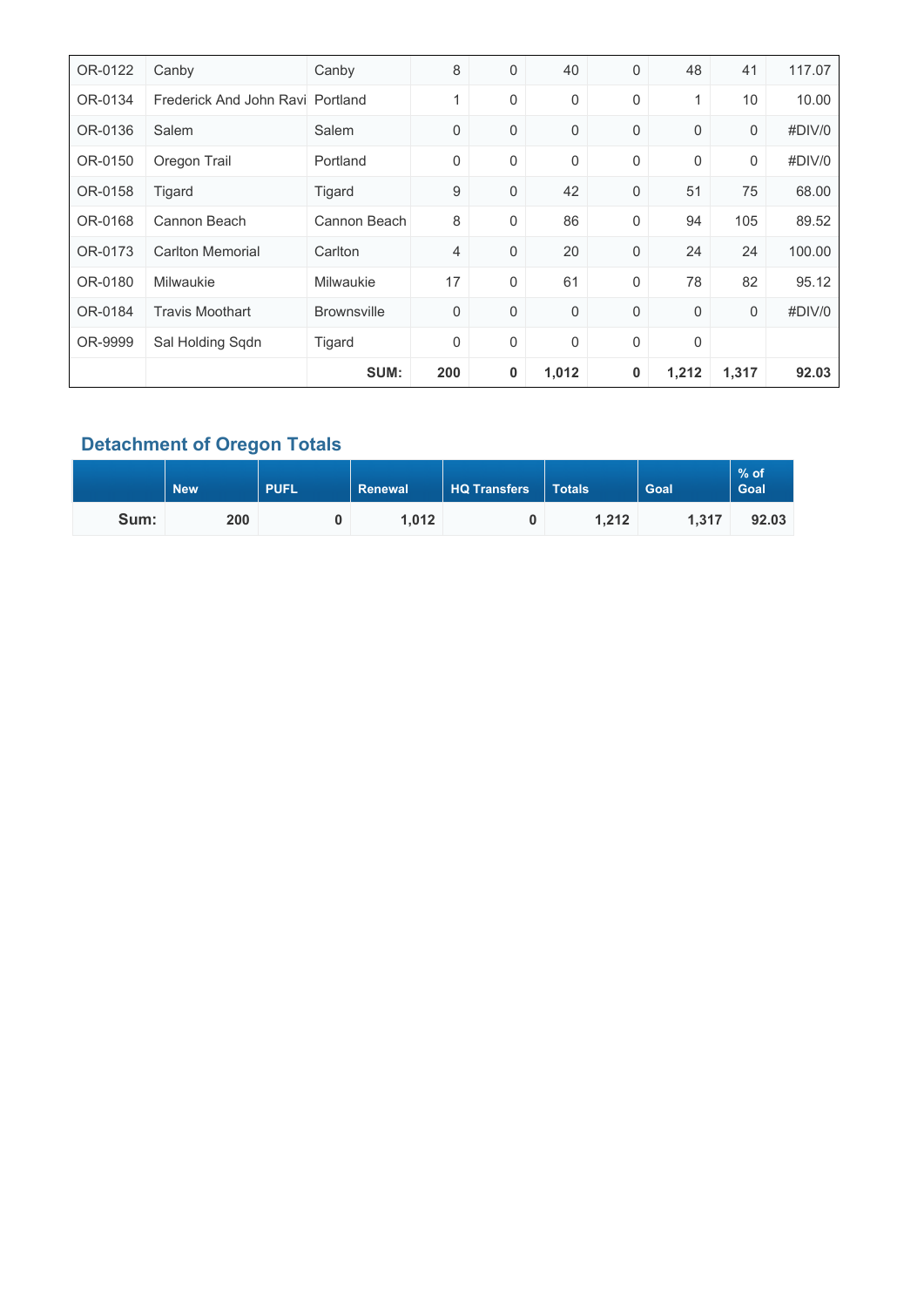| | | | | | | | | | |
|---|---|---|---|---|---|---|---|---|---|
| OR-0122 | Canby | Canby | 8 | 0 | 40 | 0 | 48 | 41 | 117.07 |
| OR-0134 | Frederick And John Ravi | Portland | 1 | 0 | 0 | 0 | 1 | 10 | 10.00 |
| OR-0136 | Salem | Salem | 0 | 0 | 0 | 0 | 0 | 0 | #DIV/0 |
| OR-0150 | Oregon Trail | Portland | 0 | 0 | 0 | 0 | 0 | 0 | #DIV/0 |
| OR-0158 | Tigard | Tigard | 9 | 0 | 42 | 0 | 51 | 75 | 68.00 |
| OR-0168 | Cannon Beach | Cannon Beach | 8 | 0 | 86 | 0 | 94 | 105 | 89.52 |
| OR-0173 | Carlton Memorial | Carlton | 4 | 0 | 20 | 0 | 24 | 24 | 100.00 |
| OR-0180 | Milwaukie | Milwaukie | 17 | 0 | 61 | 0 | 78 | 82 | 95.12 |
| OR-0184 | Travis Moothart | Brownsville | 0 | 0 | 0 | 0 | 0 | 0 | #DIV/0 |
| OR-9999 | Sal Holding Sqdn | Tigard | 0 | 0 | 0 | 0 | 0 | | |
| | | **SUM:** | **200** | **0** | **1,012** | **0** | **1,212** | **1,317** | **92.03** |

## Detachment of Oregon Totals

| | New | PUFL | Renewal | HQ Transfers | Totals | Goal | % of Goal |
|---|---|---|---|---|---|---|---|
| **Sum:** | **200** | **0** | **1,012** | **0** | **1,212** | **1,317** | **92.03** |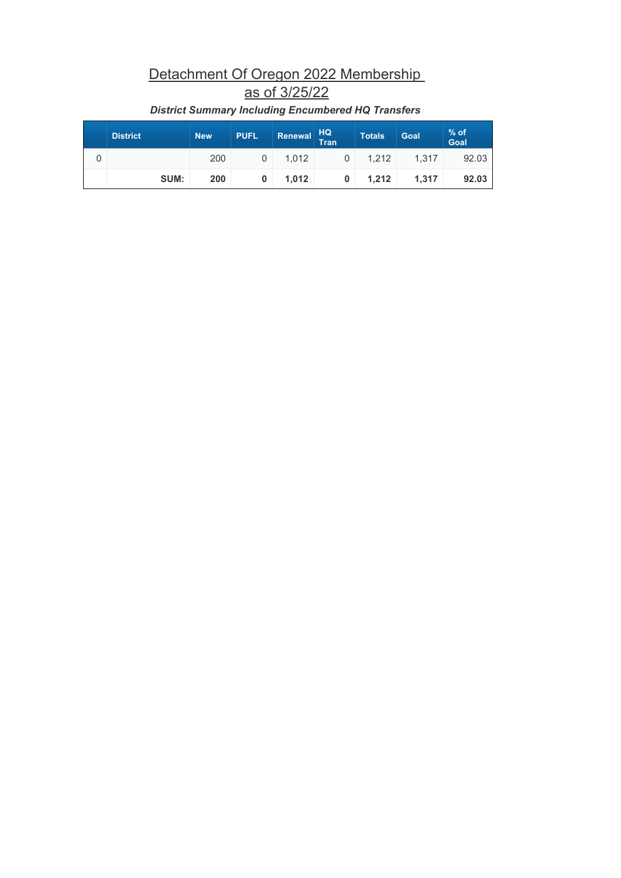# Detachment Of Oregon 2022 Membership as of 3/25/22

***District Summary Including Encumbered HQ Transfers***

| | District | New | PUFL | Renewal | HQ Tran | Totals | Goal | % of Goal |
|---|---|---|---|---|---|---|---|---|
| 0 | | 200 | 0 | 1,012 | 0 | 1,212 | 1,317 | 92.03 |
| | **SUM:** | **200** | **0** | **1,012** | **0** | **1,212** | **1,317** | **92.03** |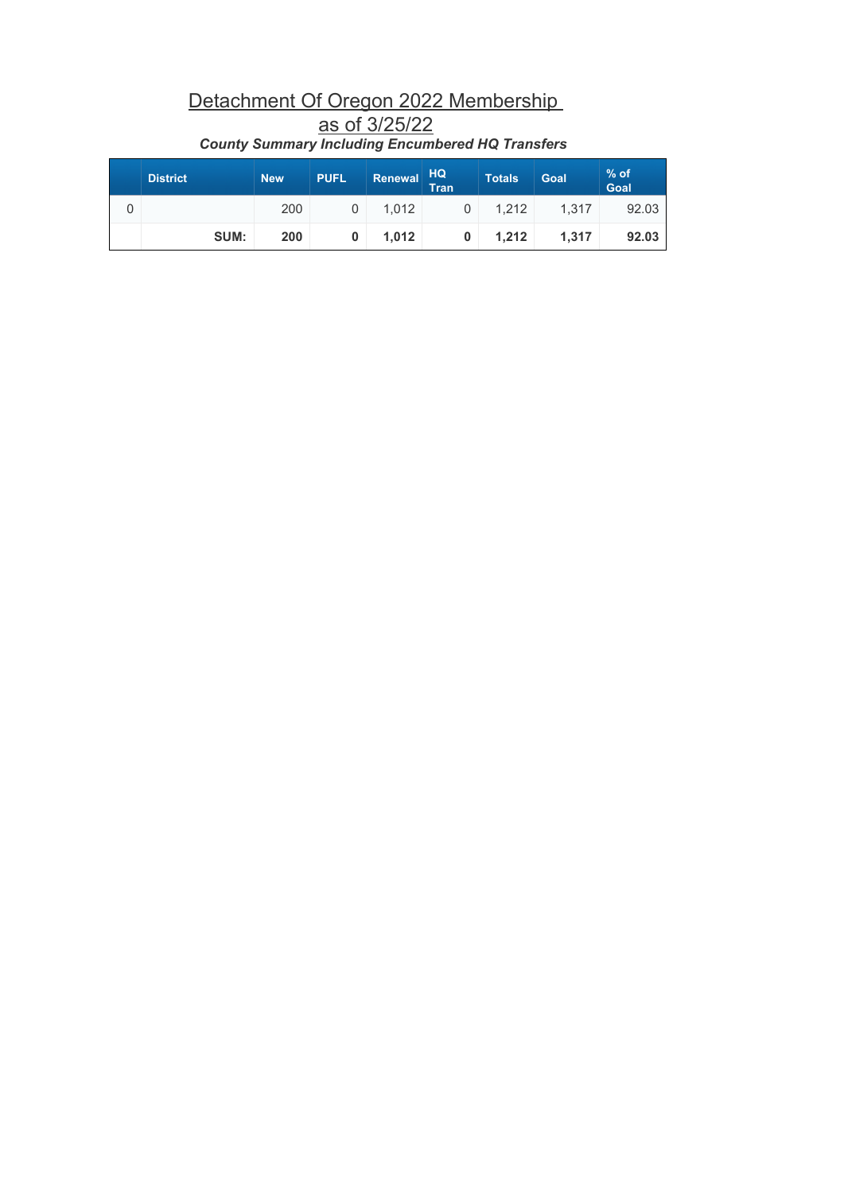# Detachment Of Oregon 2022 Membership as of 3/25/22

***County Summary Including Encumbered HQ Transfers***

| | District | New | PUFL | Renewal | HQ Tran | Totals | Goal | % of Goal |
|---|---|---|---|---|---|---|---|---|
| 0 | | 200 | 0 | 1,012 | 0 | 1,212 | 1,317 | 92.03 |
| | **SUM:** | **200** | **0** | **1,012** | **0** | **1,212** | **1,317** | **92.03** |